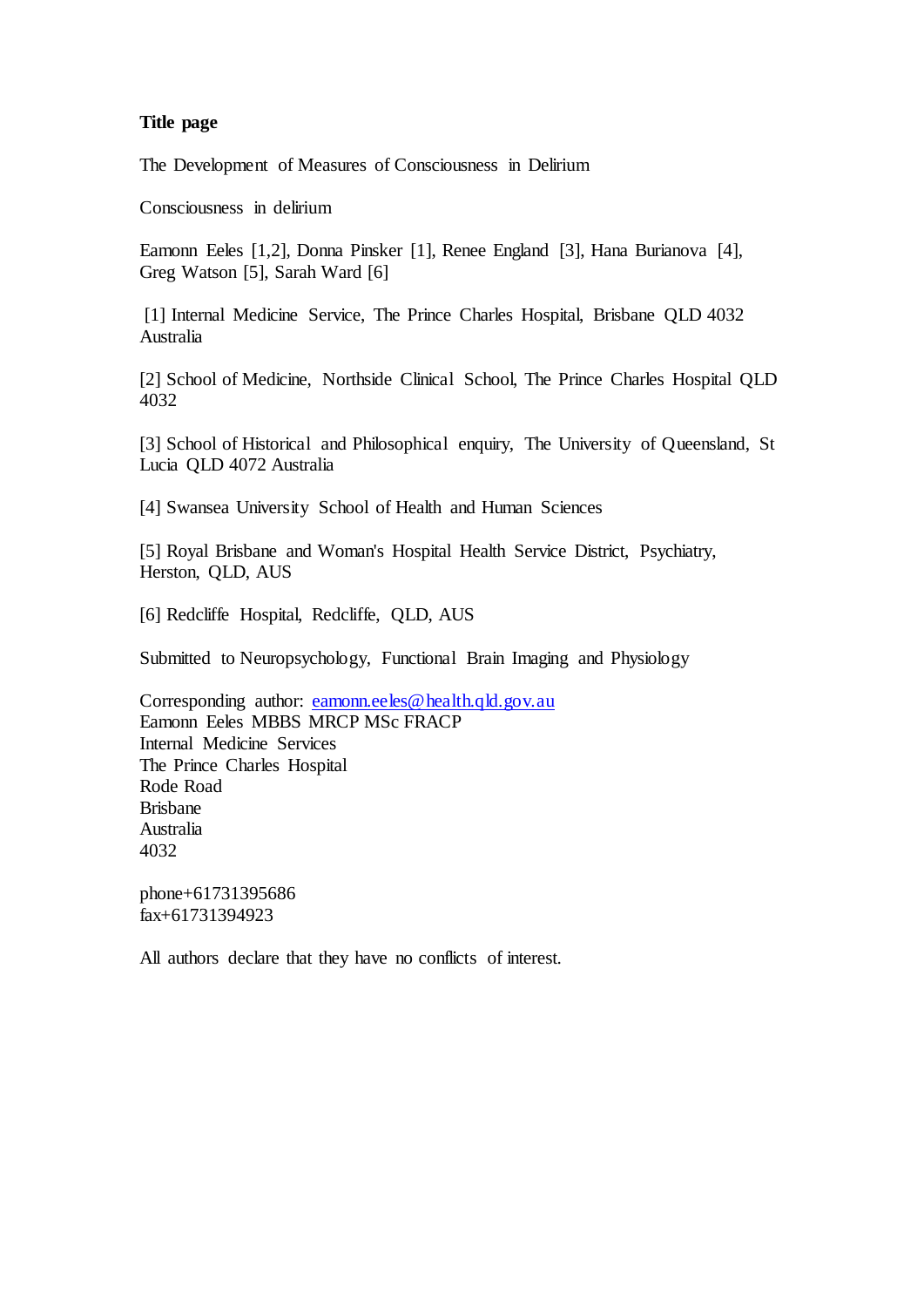**Title page**

The Development of Measures of Consciousness in Delirium

Consciousness in delirium

Eamonn Eeles [1,2], Donna Pinsker [1], Renee England [3], Hana Burianova [4], Greg Watson [5], Sarah Ward [6]

[1] Internal Medicine Service, The Prince Charles Hospital, Brisbane QLD 4032 Australia

[2] School of Medicine, Northside Clinical School, The Prince Charles Hospital QLD 4032

[3] School of Historical and Philosophical enquiry, The University of Queensland, St Lucia QLD 4072 Australia

[4] Swansea University School of Health and Human Sciences

[5] Royal Brisbane and Woman's Hospital Health Service District, Psychiatry, Herston, QLD, AUS

[6] Redcliffe Hospital, Redcliffe, QLD, AUS

Submitted to Neuropsychology, Functional Brain Imaging and Physiology

Corresponding author: eamonn.eeles@health.qld.gov.au
Eamonn Eeles MBBS MRCP MSc FRACP
Internal Medicine Services
The Prince Charles Hospital
Rode Road
Brisbane
Australia
4032

phone+61731395686
fax+61731394923

All authors declare that they have no conflicts of interest.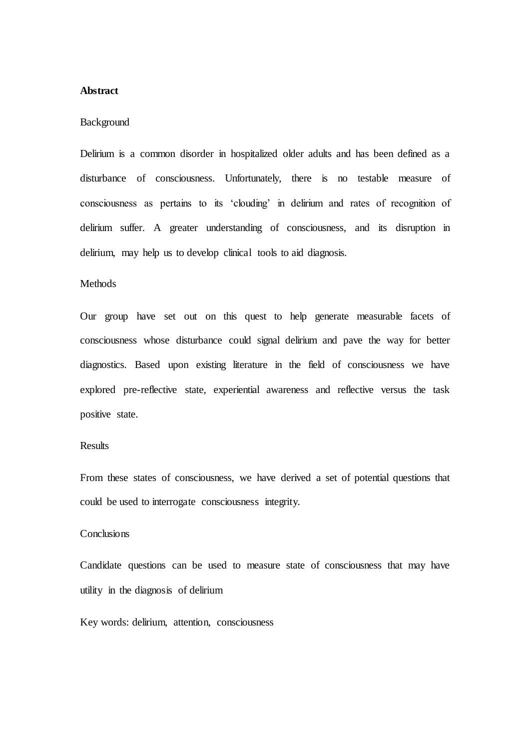## Abstract

Background

Delirium is a common disorder in hospitalized older adults and has been defined as a disturbance of consciousness. Unfortunately, there is no testable measure of consciousness as pertains to its 'clouding' in delirium and rates of recognition of delirium suffer. A greater understanding of consciousness, and its disruption in delirium, may help us to develop clinical tools to aid diagnosis.

Methods

Our group have set out on this quest to help generate measurable facets of consciousness whose disturbance could signal delirium and pave the way for better diagnostics. Based upon existing literature in the field of consciousness we have explored pre-reflective state, experiential awareness and reflective versus the task positive state.

Results

From these states of consciousness, we have derived a set of potential questions that could be used to interrogate consciousness integrity.

Conclusions

Candidate questions can be used to measure state of consciousness that may have utility in the diagnosis of delirium

Key words: delirium, attention, consciousness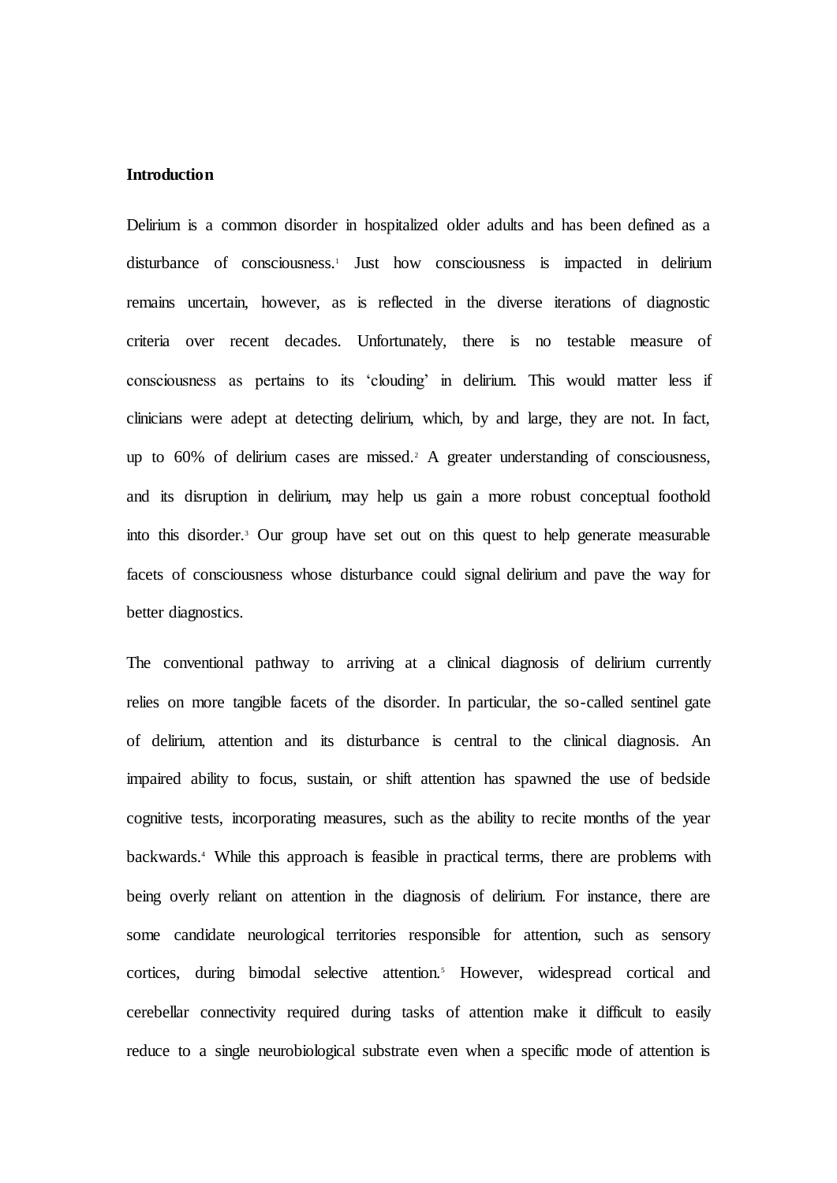**Introduction**

Delirium is a common disorder in hospitalized older adults and has been defined as a disturbance of consciousness.[1] Just how consciousness is impacted in delirium remains uncertain, however, as is reflected in the diverse iterations of diagnostic criteria over recent decades. Unfortunately, there is no testable measure of consciousness as pertains to its 'clouding' in delirium. This would matter less if clinicians were adept at detecting delirium, which, by and large, they are not. In fact, up to 60% of delirium cases are missed.[2] A greater understanding of consciousness, and its disruption in delirium, may help us gain a more robust conceptual foothold into this disorder.[3] Our group have set out on this quest to help generate measurable facets of consciousness whose disturbance could signal delirium and pave the way for better diagnostics.

The conventional pathway to arriving at a clinical diagnosis of delirium currently relies on more tangible facets of the disorder. In particular, the so-called sentinel gate of delirium, attention and its disturbance is central to the clinical diagnosis. An impaired ability to focus, sustain, or shift attention has spawned the use of bedside cognitive tests, incorporating measures, such as the ability to recite months of the year backwards.[4] While this approach is feasible in practical terms, there are problems with being overly reliant on attention in the diagnosis of delirium. For instance, there are some candidate neurological territories responsible for attention, such as sensory cortices, during bimodal selective attention.[5] However, widespread cortical and cerebellar connectivity required during tasks of attention make it difficult to easily reduce to a single neurobiological substrate even when a specific mode of attention is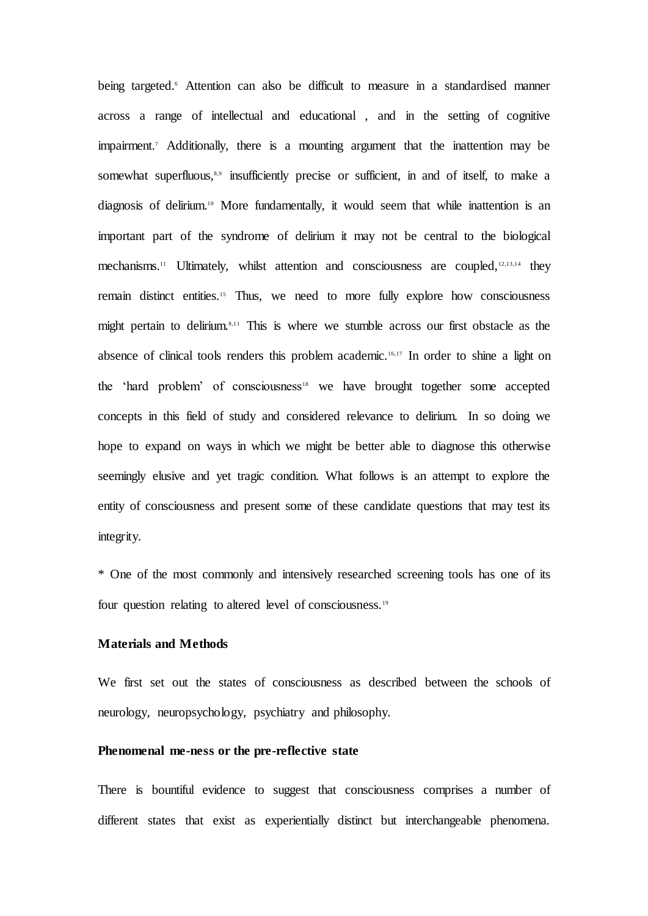being targeted.[6] Attention can also be difficult to measure in a standardised manner across a range of intellectual and educational , and in the setting of cognitive impairment.[7] Additionally, there is a mounting argument that the inattention may be somewhat superfluous,[8,9] insufficiently precise or sufficient, in and of itself, to make a diagnosis of delirium.[10] More fundamentally, it would seem that while inattention is an important part of the syndrome of delirium it may not be central to the biological mechanisms.[11] Ultimately, whilst attention and consciousness are coupled,[12,13,14] they remain distinct entities.[15] Thus, we need to more fully explore how consciousness might pertain to delirium.[8,11] This is where we stumble across our first obstacle as the absence of clinical tools renders this problem academic.[16,17] In order to shine a light on the 'hard problem' of consciousness[18] we have brought together some accepted concepts in this field of study and considered relevance to delirium. In so doing we hope to expand on ways in which we might be better able to diagnose this otherwise seemingly elusive and yet tragic condition. What follows is an attempt to explore the entity of consciousness and present some of these candidate questions that may test its integrity.

* One of the most commonly and intensively researched screening tools has one of its four question relating to altered level of consciousness.[19]

## Materials and Methods

We first set out the states of consciousness as described between the schools of neurology, neuropsychology, psychiatry and philosophy.

### Phenomenal me-ness or the pre-reflective state

There is bountiful evidence to suggest that consciousness comprises a number of different states that exist as experientially distinct but interchangeable phenomena.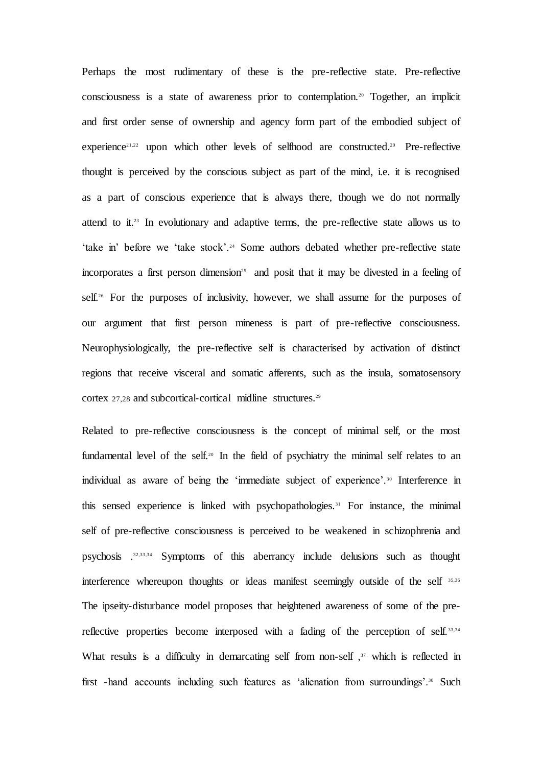Perhaps the most rudimentary of these is the pre-reflective state. Pre-reflective consciousness is a state of awareness prior to contemplation.[20] Together, an implicit and first order sense of ownership and agency form part of the embodied subject of experience[21,22] upon which other levels of selfhood are constructed.[20] Pre-reflective thought is perceived by the conscious subject as part of the mind, i.e. it is recognised as a part of conscious experience that is always there, though we do not normally attend to it.[23] In evolutionary and adaptive terms, the pre-reflective state allows us to 'take in' before we 'take stock'.[24] Some authors debated whether pre-reflective state incorporates a first person dimension[25] and posit that it may be divested in a feeling of self.[26] For the purposes of inclusivity, however, we shall assume for the purposes of our argument that first person mineness is part of pre-reflective consciousness. Neurophysiologically, the pre-reflective self is characterised by activation of distinct regions that receive visceral and somatic afferents, such as the insula, somatosensory cortex [27,28] and subcortical-cortical midline structures.[29]

Related to pre-reflective consciousness is the concept of minimal self, or the most fundamental level of the self.[20] In the field of psychiatry the minimal self relates to an individual as aware of being the 'immediate subject of experience'.[30] Interference in this sensed experience is linked with psychopathologies.[31] For instance, the minimal self of pre-reflective consciousness is perceived to be weakened in schizophrenia and psychosis .[32,33,34] Symptoms of this aberrancy include delusions such as thought interference whereupon thoughts or ideas manifest seemingly outside of the self [35,36] The ipseity-disturbance model proposes that heightened awareness of some of the pre-reflective properties become interposed with a fading of the perception of self.[33,34] What results is a difficulty in demarcating self from non-self ,[37] which is reflected in first -hand accounts including such features as 'alienation from surroundings'.[38] Such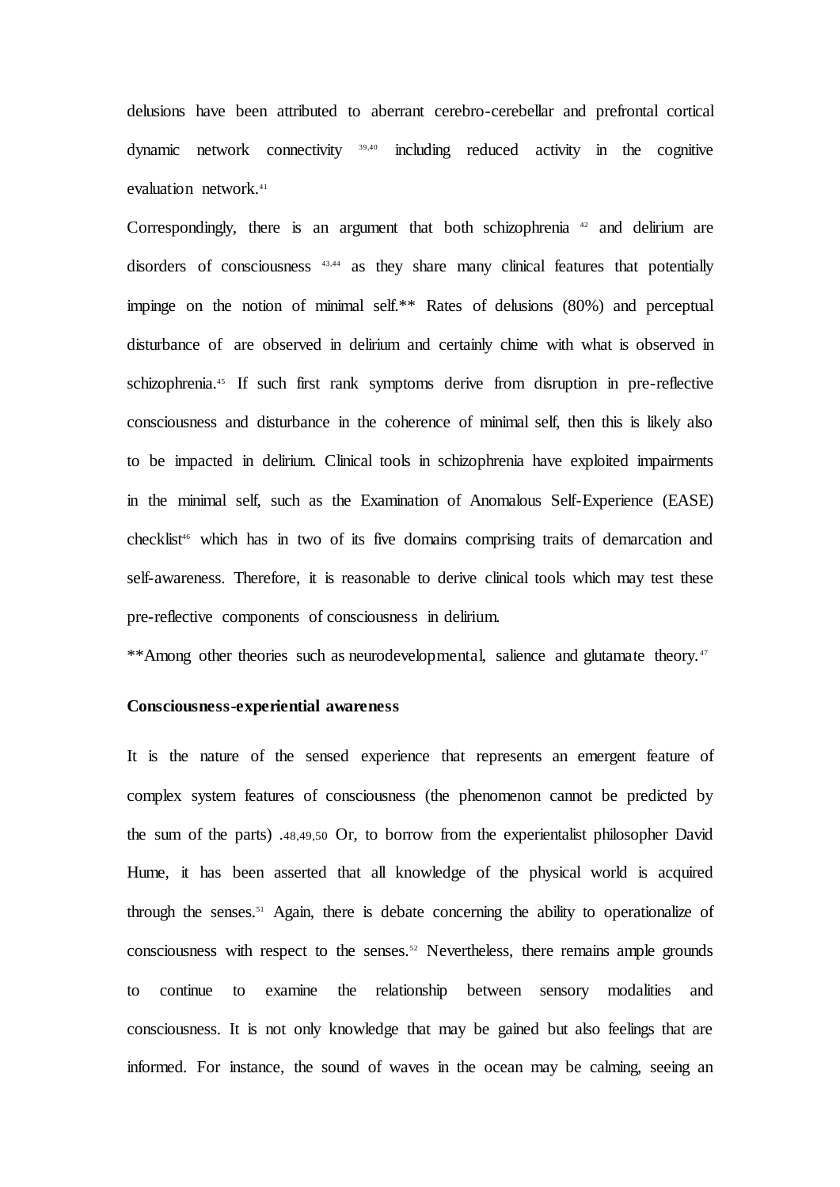delusions have been attributed to aberrant cerebro-cerebellar and prefrontal cortical dynamic network connectivity [39,40] including reduced activity in the cognitive evaluation network.[41]

Correspondingly, there is an argument that both schizophrenia [42] and delirium are disorders of consciousness [43,44] as they share many clinical features that potentially impinge on the notion of minimal self.** Rates of delusions (80%) and perceptual disturbance of are observed in delirium and certainly chime with what is observed in schizophrenia.[45] If such first rank symptoms derive from disruption in pre-reflective consciousness and disturbance in the coherence of minimal self, then this is likely also to be impacted in delirium. Clinical tools in schizophrenia have exploited impairments in the minimal self, such as the Examination of Anomalous Self-Experience (EASE) checklist[46] which has in two of its five domains comprising traits of demarcation and self-awareness. Therefore, it is reasonable to derive clinical tools which may test these pre-reflective components of consciousness in delirium.

**Among other theories such as neurodevelopmental, salience and glutamate theory.[47]

**Consciousness-experiential awareness**

It is the nature of the sensed experience that represents an emergent feature of complex system features of consciousness (the phenomenon cannot be predicted by the sum of the parts) .48,49,50 Or, to borrow from the experientalist philosopher David Hume, it has been asserted that all knowledge of the physical world is acquired through the senses.[51] Again, there is debate concerning the ability to operationalize of consciousness with respect to the senses.[52] Nevertheless, there remains ample grounds to continue to examine the relationship between sensory modalities and consciousness. It is not only knowledge that may be gained but also feelings that are informed. For instance, the sound of waves in the ocean may be calming, seeing an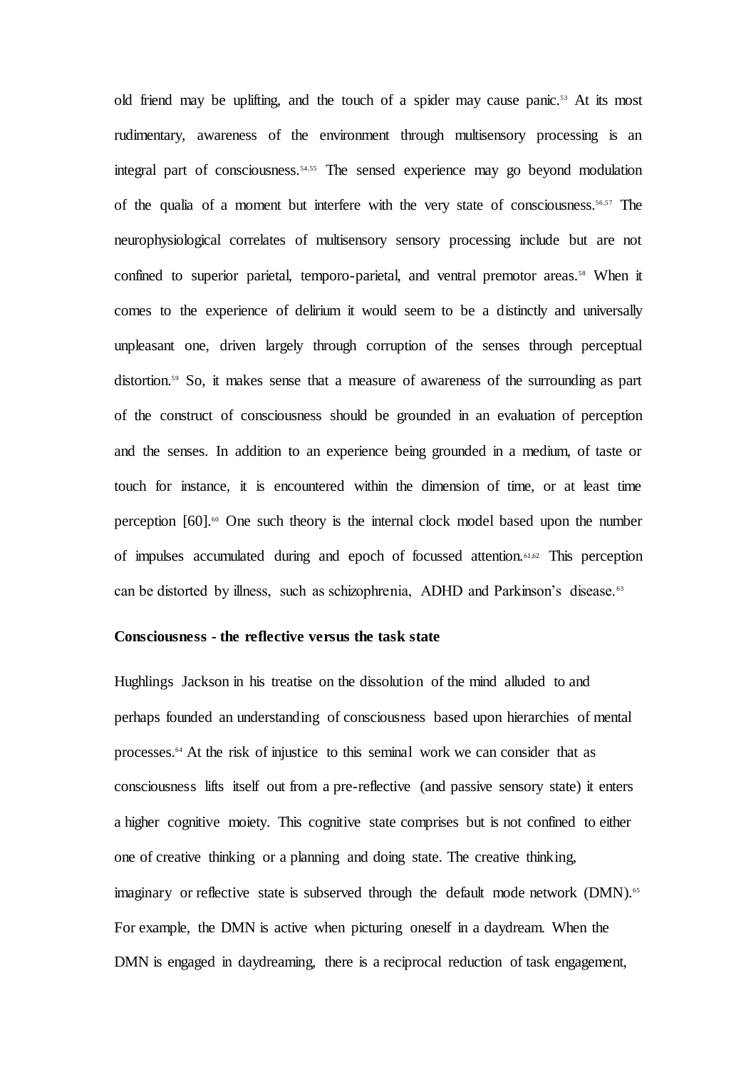old friend may be uplifting, and the touch of a spider may cause panic.[53] At its most rudimentary, awareness of the environment through multisensory processing is an integral part of consciousness.[54,55] The sensed experience may go beyond modulation of the qualia of a moment but interfere with the very state of consciousness.[56,57] The neurophysiological correlates of multisensory sensory processing include but are not confined to superior parietal, temporo-parietal, and ventral premotor areas.[58] When it comes to the experience of delirium it would seem to be a distinctly and universally unpleasant one, driven largely through corruption of the senses through perceptual distortion.[59] So, it makes sense that a measure of awareness of the surrounding as part of the construct of consciousness should be grounded in an evaluation of perception and the senses. In addition to an experience being grounded in a medium, of taste or touch for instance, it is encountered within the dimension of time, or at least time perception [60].[60] One such theory is the internal clock model based upon the number of impulses accumulated during and epoch of focussed attention.[61,62] This perception can be distorted by illness, such as schizophrenia, ADHD and Parkinson's disease.[63]

**Consciousness - the reflective versus the task state**

Hughlings Jackson in his treatise on the dissolution of the mind alluded to and perhaps founded an understanding of consciousness based upon hierarchies of mental processes.[64] At the risk of injustice to this seminal work we can consider that as consciousness lifts itself out from a pre-reflective (and passive sensory state) it enters a higher cognitive moiety. This cognitive state comprises but is not confined to either one of creative thinking or a planning and doing state. The creative thinking, imaginary or reflective state is subserved through the default mode network (DMN).[65] For example, the DMN is active when picturing oneself in a daydream. When the DMN is engaged in daydreaming, there is a reciprocal reduction of task engagement,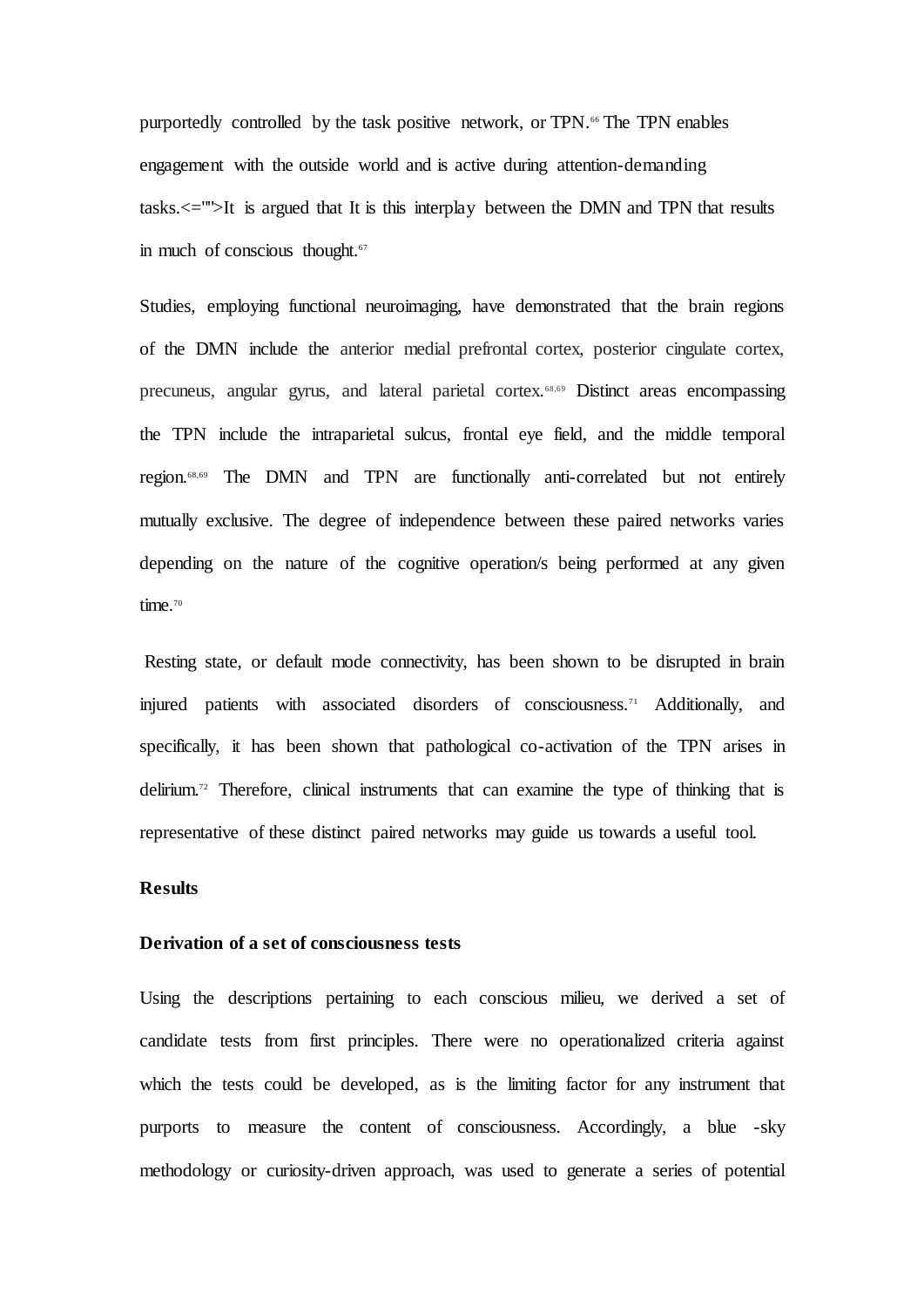purportedly controlled by the task positive network, or TPN.[66] The TPN enables engagement with the outside world and is active during attention-demanding tasks.<="">It is argued that It is this interplay between the DMN and TPN that results in much of conscious thought.[67]

Studies, employing functional neuroimaging, have demonstrated that the brain regions of the DMN include the anterior medial prefrontal cortex, posterior cingulate cortex, precuneus, angular gyrus, and lateral parietal cortex.[68,69] Distinct areas encompassing the TPN include the intraparietal sulcus, frontal eye field, and the middle temporal region.[68,69] The DMN and TPN are functionally anti-correlated but not entirely mutually exclusive. The degree of independence between these paired networks varies depending on the nature of the cognitive operation/s being performed at any given time.[70]

Resting state, or default mode connectivity, has been shown to be disrupted in brain injured patients with associated disorders of consciousness.[71] Additionally, and specifically, it has been shown that pathological co-activation of the TPN arises in delirium.[72] Therefore, clinical instruments that can examine the type of thinking that is representative of these distinct paired networks may guide us towards a useful tool.

## Results

### Derivation of a set of consciousness tests

Using the descriptions pertaining to each conscious milieu, we derived a set of candidate tests from first principles. There were no operationalized criteria against which the tests could be developed, as is the limiting factor for any instrument that purports to measure the content of consciousness. Accordingly, a blue -sky methodology or curiosity-driven approach, was used to generate a series of potential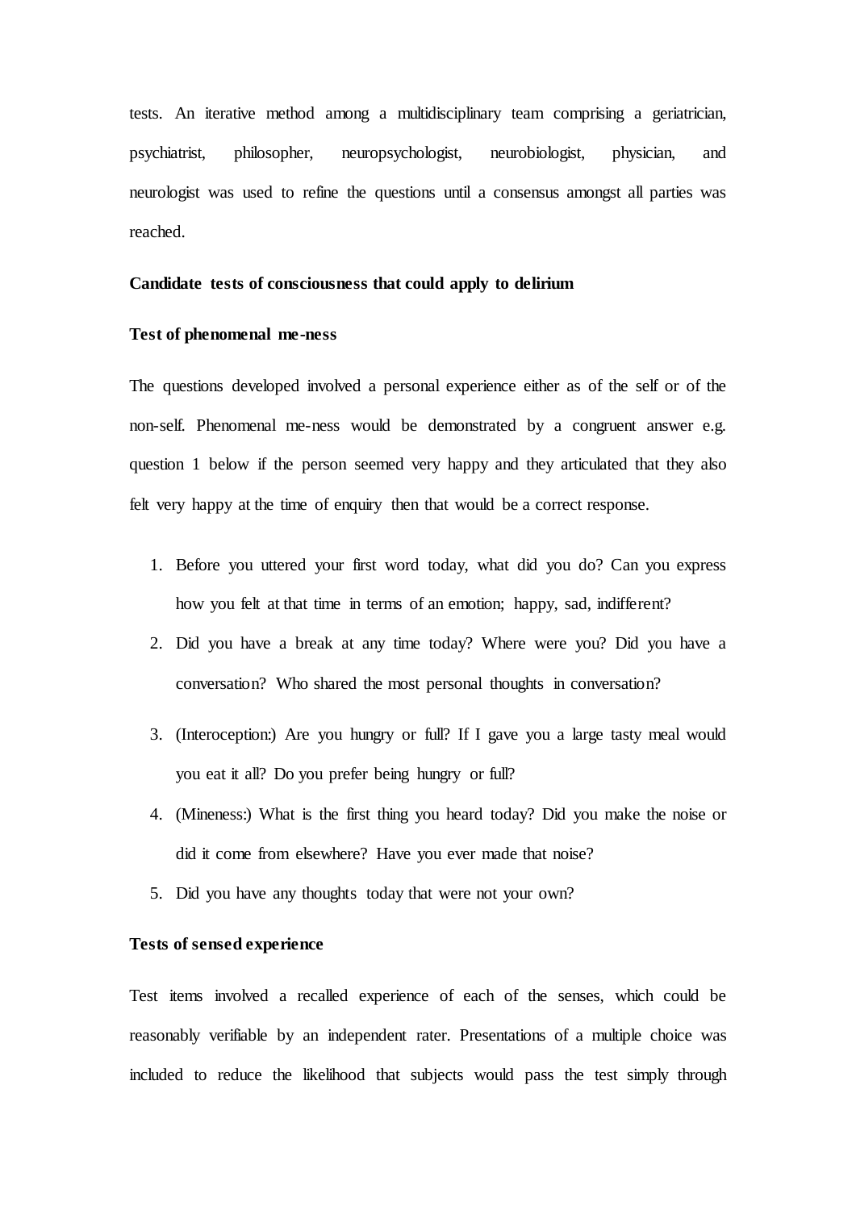tests. An iterative method among a multidisciplinary team comprising a geriatrician, psychiatrist, philosopher, neuropsychologist, neurobiologist, physician, and neurologist was used to refine the questions until a consensus amongst all parties was reached.

**Candidate tests of consciousness that could apply to delirium**

**Test of phenomenal me-ness**

The questions developed involved a personal experience either as of the self or of the non-self. Phenomenal me-ness would be demonstrated by a congruent answer e.g. question 1 below if the person seemed very happy and they articulated that they also felt very happy at the time of enquiry then that would be a correct response.

1. Before you uttered your first word today, what did you do? Can you express how you felt at that time in terms of an emotion; happy, sad, indifferent?
2. Did you have a break at any time today? Where were you? Did you have a conversation? Who shared the most personal thoughts in conversation?
3. (Interoception:) Are you hungry or full? If I gave you a large tasty meal would you eat it all? Do you prefer being hungry or full?
4. (Mineness:) What is the first thing you heard today? Did you make the noise or did it come from elsewhere? Have you ever made that noise?
5. Did you have any thoughts today that were not your own?

**Tests of sensed experience**

Test items involved a recalled experience of each of the senses, which could be reasonably verifiable by an independent rater. Presentations of a multiple choice was included to reduce the likelihood that subjects would pass the test simply through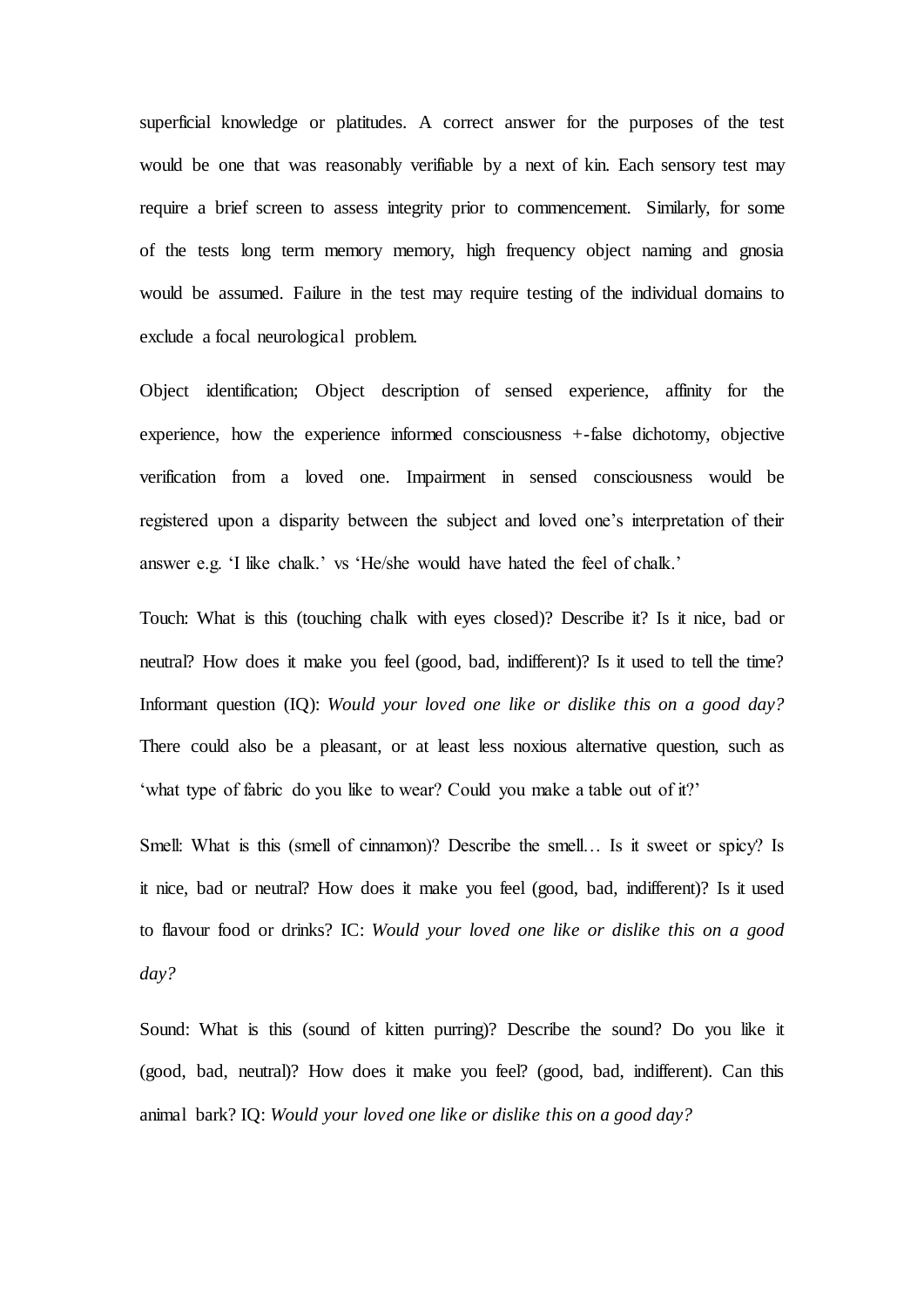superficial knowledge or platitudes. A correct answer for the purposes of the test would be one that was reasonably verifiable by a next of kin. Each sensory test may require a brief screen to assess integrity prior to commencement. Similarly, for some of the tests long term memory memory, high frequency object naming and gnosia would be assumed. Failure in the test may require testing of the individual domains to exclude a focal neurological problem.

Object identification; Object description of sensed experience, affinity for the experience, how the experience informed consciousness +-false dichotomy, objective verification from a loved one. Impairment in sensed consciousness would be registered upon a disparity between the subject and loved one's interpretation of their answer e.g. 'I like chalk.' vs 'He/she would have hated the feel of chalk.'

Touch: What is this (touching chalk with eyes closed)? Describe it? Is it nice, bad or neutral? How does it make you feel (good, bad, indifferent)? Is it used to tell the time? Informant question (IQ): *Would your loved one like or dislike this on a good day?* There could also be a pleasant, or at least less noxious alternative question, such as 'what type of fabric do you like to wear? Could you make a table out of it?'

Smell: What is this (smell of cinnamon)? Describe the smell… Is it sweet or spicy? Is it nice, bad or neutral? How does it make you feel (good, bad, indifferent)? Is it used to flavour food or drinks? IC: *Would your loved one like or dislike this on a good day?*

Sound: What is this (sound of kitten purring)? Describe the sound? Do you like it (good, bad, neutral)? How does it make you feel? (good, bad, indifferent). Can this animal bark? IQ: *Would your loved one like or dislike this on a good day?*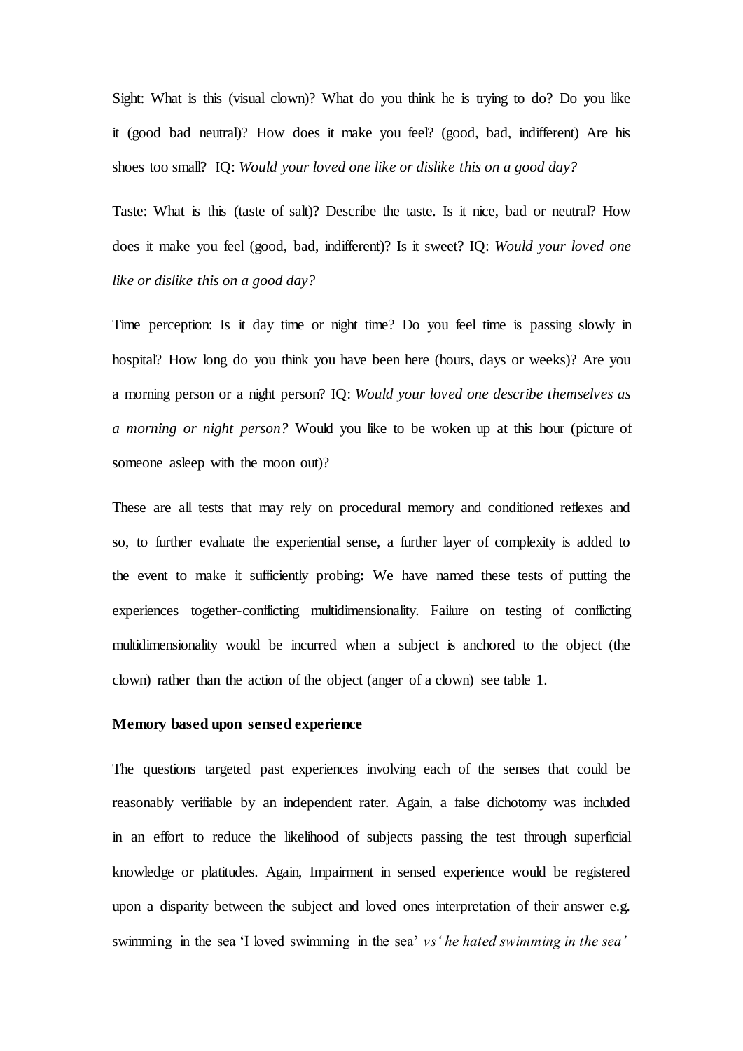Sight: What is this (visual clown)? What do you think he is trying to do? Do you like it (good bad neutral)? How does it make you feel? (good, bad, indifferent) Are his shoes too small? IQ: *Would your loved one like or dislike this on a good day?*

Taste: What is this (taste of salt)? Describe the taste. Is it nice, bad or neutral? How does it make you feel (good, bad, indifferent)? Is it sweet? IQ: *Would your loved one like or dislike this on a good day?*

Time perception: Is it day time or night time? Do you feel time is passing slowly in hospital? How long do you think you have been here (hours, days or weeks)? Are you a morning person or a night person? IQ: *Would your loved one describe themselves as a morning or night person?* Would you like to be woken up at this hour (picture of someone asleep with the moon out)?

These are all tests that may rely on procedural memory and conditioned reflexes and so, to further evaluate the experiential sense, a further layer of complexity is added to the event to make it sufficiently probing**:** We have named these tests of putting the experiences together-conflicting multidimensionality. Failure on testing of conflicting multidimensionality would be incurred when a subject is anchored to the object (the clown) rather than the action of the object (anger of a clown) see table 1.

**Memory based upon sensed experience**

The questions targeted past experiences involving each of the senses that could be reasonably verifiable by an independent rater. Again, a false dichotomy was included in an effort to reduce the likelihood of subjects passing the test through superficial knowledge or platitudes. Again, Impairment in sensed experience would be registered upon a disparity between the subject and loved ones interpretation of their answer e.g. swimming in the sea 'I loved swimming in the sea' *vs 'he hated swimming in the sea'*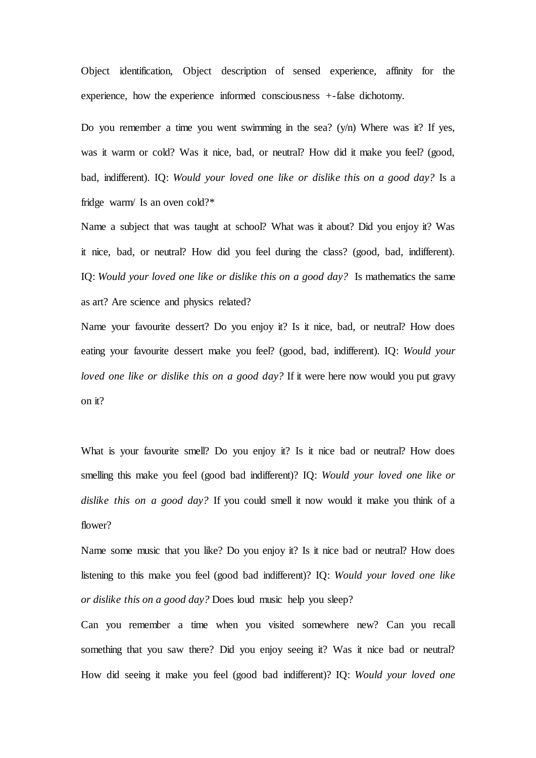Object identification, Object description of sensed experience, affinity for the experience, how the experience informed consciousness +-false dichotomy.

Do you remember a time you went swimming in the sea? (y/n) Where was it? If yes, was it warm or cold? Was it nice, bad, or neutral? How did it make you feel? (good, bad, indifferent). IQ: *Would your loved one like or dislike this on a good day?* Is a fridge warm/ Is an oven cold?*

Name a subject that was taught at school? What was it about? Did you enjoy it? Was it nice, bad, or neutral? How did you feel during the class? (good, bad, indifferent). IQ: *Would your loved one like or dislike this on a good day?* Is mathematics the same as art? Are science and physics related?

Name your favourite dessert? Do you enjoy it? Is it nice, bad, or neutral? How does eating your favourite dessert make you feel? (good, bad, indifferent). IQ: *Would your loved one like or dislike this on a good day?* If it were here now would you put gravy on it?

What is your favourite smell? Do you enjoy it? Is it nice bad or neutral? How does smelling this make you feel (good bad indifferent)? IQ: *Would your loved one like or dislike this on a good day?* If you could smell it now would it make you think of a flower?

Name some music that you like? Do you enjoy it? Is it nice bad or neutral? How does listening to this make you feel (good bad indifferent)? IQ: *Would your loved one like or dislike this on a good day?* Does loud music help you sleep?

Can you remember a time when you visited somewhere new? Can you recall something that you saw there? Did you enjoy seeing it? Was it nice bad or neutral? How did seeing it make you feel (good bad indifferent)? IQ: *Would your loved one*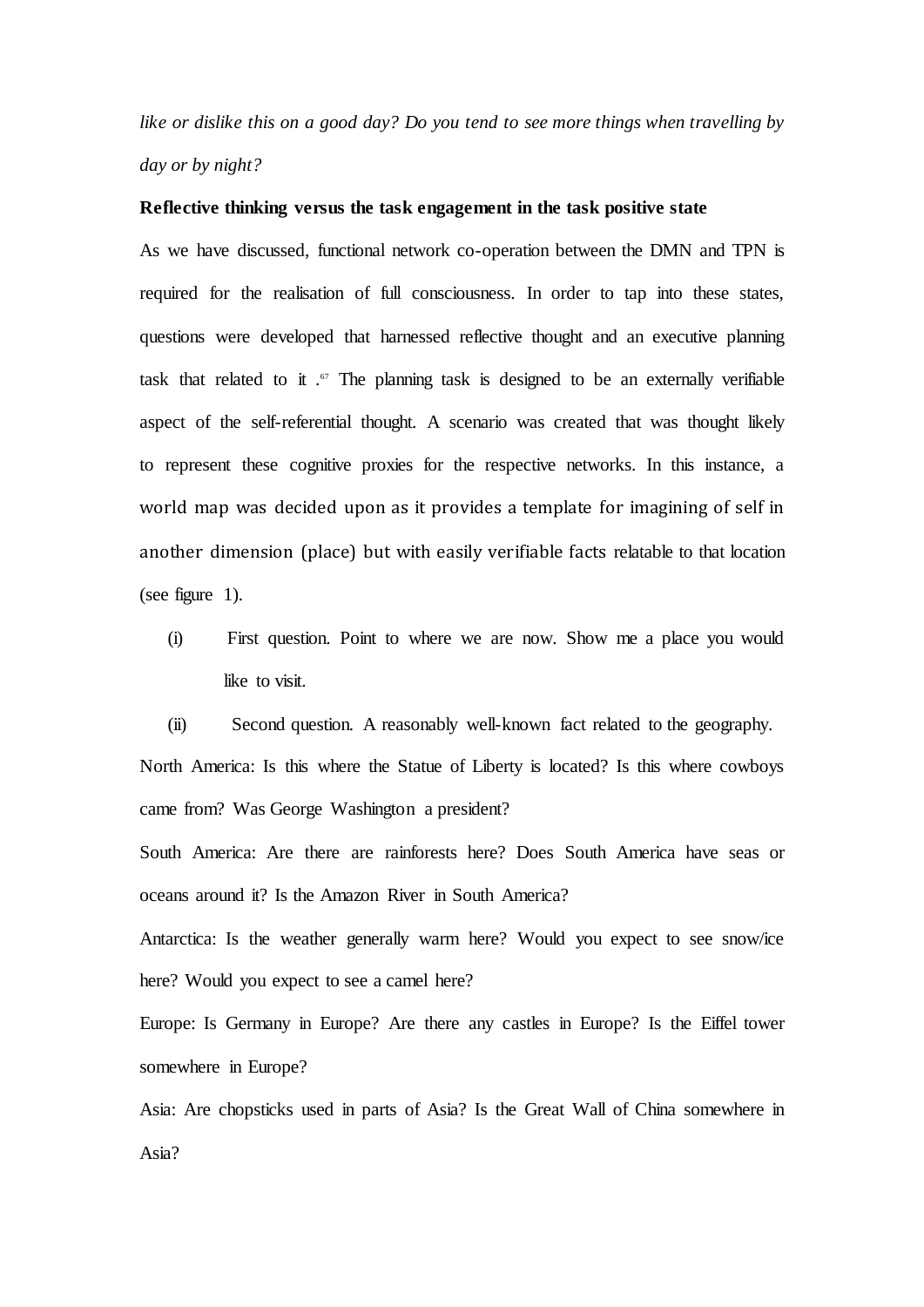*like or dislike this on a good day? Do you tend to see more things when travelling by day or by night?*

**Reflective thinking versus the task engagement in the task positive state**

As we have discussed, functional network co-operation between the DMN and TPN is required for the realisation of full consciousness. In order to tap into these states, questions were developed that harnessed reflective thought and an executive planning task that related to it .[67] The planning task is designed to be an externally verifiable aspect of the self-referential thought. A scenario was created that was thought likely to represent these cognitive proxies for the respective networks. In this instance, a world map was decided upon as it provides a template for imagining of self in another dimension (place) but with easily verifiable facts relatable to that location (see figure 1).

(i) First question. Point to where we are now. Show me a place you would like to visit.

(ii) Second question. A reasonably well-known fact related to the geography.

North America: Is this where the Statue of Liberty is located? Is this where cowboys came from? Was George Washington a president?

South America: Are there are rainforests here? Does South America have seas or oceans around it? Is the Amazon River in South America?

Antarctica: Is the weather generally warm here? Would you expect to see snow/ice here? Would you expect to see a camel here?

Europe: Is Germany in Europe? Are there any castles in Europe? Is the Eiffel tower somewhere in Europe?

Asia: Are chopsticks used in parts of Asia? Is the Great Wall of China somewhere in Asia?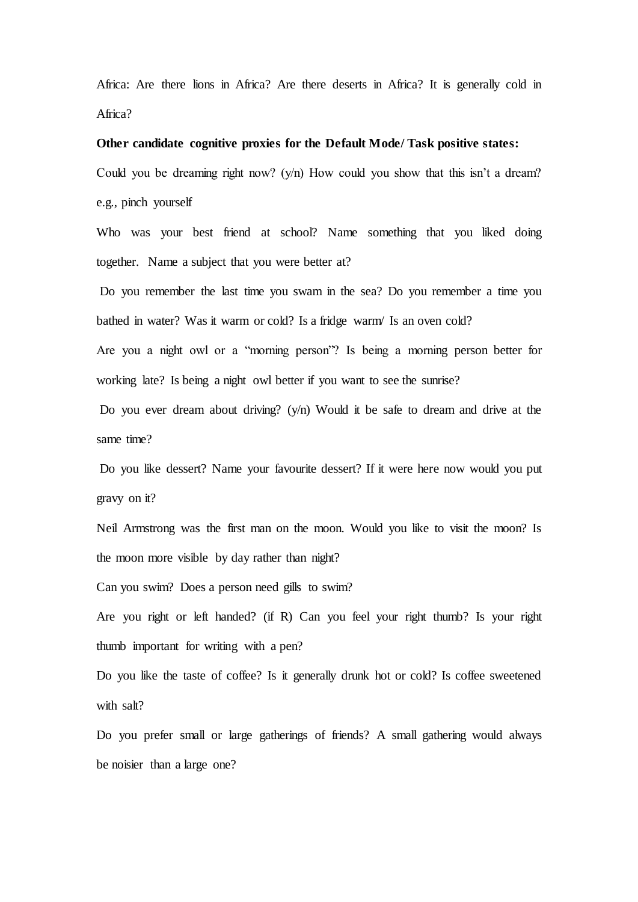Africa: Are there lions in Africa? Are there deserts in Africa? It is generally cold in Africa?

**Other candidate cognitive proxies for the Default Mode/ Task positive states:**

Could you be dreaming right now? (y/n) How could you show that this isn't a dream? e.g., pinch yourself

Who was your best friend at school? Name something that you liked doing together. Name a subject that you were better at?

Do you remember the last time you swam in the sea? Do you remember a time you bathed in water? Was it warm or cold? Is a fridge warm/ Is an oven cold?

Are you a night owl or a "morning person"? Is being a morning person better for working late? Is being a night owl better if you want to see the sunrise?

Do you ever dream about driving? (y/n) Would it be safe to dream and drive at the same time?

Do you like dessert? Name your favourite dessert? If it were here now would you put gravy on it?

Neil Armstrong was the first man on the moon. Would you like to visit the moon? Is the moon more visible by day rather than night?

Can you swim? Does a person need gills to swim?

Are you right or left handed? (if R) Can you feel your right thumb? Is your right thumb important for writing with a pen?

Do you like the taste of coffee? Is it generally drunk hot or cold? Is coffee sweetened with salt?

Do you prefer small or large gatherings of friends? A small gathering would always be noisier than a large one?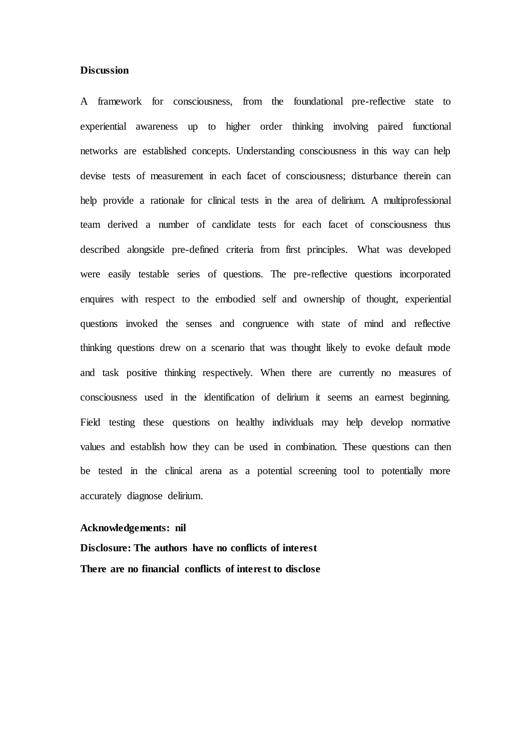## Discussion

A framework for consciousness, from the foundational pre-reflective state to experiential awareness up to higher order thinking involving paired functional networks are established concepts. Understanding consciousness in this way can help devise tests of measurement in each facet of consciousness; disturbance therein can help provide a rationale for clinical tests in the area of delirium. A multiprofessional team derived a number of candidate tests for each facet of consciousness thus described alongside pre-defined criteria from first principles. What was developed were easily testable series of questions. The pre-reflective questions incorporated enquires with respect to the embodied self and ownership of thought, experiential questions invoked the senses and congruence with state of mind and reflective thinking questions drew on a scenario that was thought likely to evoke default mode and task positive thinking respectively. When there are currently no measures of consciousness used in the identification of delirium it seems an earnest beginning. Field testing these questions on healthy individuals may help develop normative values and establish how they can be used in combination. These questions can then be tested in the clinical arena as a potential screening tool to potentially more accurately diagnose delirium.

**Acknowledgements: nil**

**Disclosure: The authors have no conflicts of interest**

**There are no financial conflicts of interest to disclose**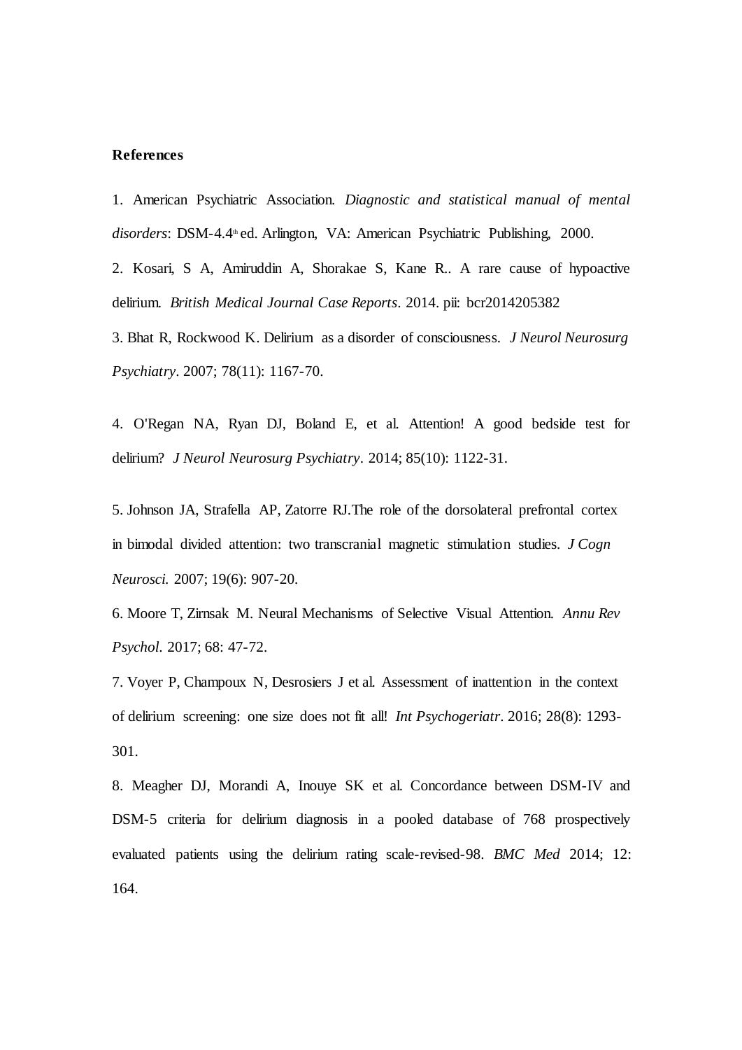**References**

1. American Psychiatric Association. *Diagnostic and statistical manual of mental disorders*: DSM-4.4th ed. Arlington, VA: American Psychiatric Publishing, 2000.

2. Kosari, S A, Amiruddin A, Shorakae S, Kane R.. A rare cause of hypoactive delirium. *British Medical Journal Case Reports*. 2014. pii: bcr2014205382

3. Bhat R, Rockwood K. Delirium as a disorder of consciousness. *J Neurol Neurosurg Psychiatry*. 2007; 78(11): 1167-70.

4. O'Regan NA, Ryan DJ, Boland E, et al. Attention! A good bedside test for delirium? *J Neurol Neurosurg Psychiatry*. 2014; 85(10): 1122-31.

5. Johnson JA, Strafella AP, Zatorre RJ.The role of the dorsolateral prefrontal cortex in bimodal divided attention: two transcranial magnetic stimulation studies. *J Cogn Neurosci.* 2007; 19(6): 907-20.

6. Moore T, Zirnsak M. Neural Mechanisms of Selective Visual Attention. *Annu Rev Psychol.* 2017; 68: 47-72.

7. Voyer P, Champoux N, Desrosiers J et al. Assessment of inattention in the context of delirium screening: one size does not fit all! *Int Psychogeriatr*. 2016; 28(8): 1293-301.

8. Meagher DJ, Morandi A, Inouye SK et al. Concordance between DSM-IV and DSM-5 criteria for delirium diagnosis in a pooled database of 768 prospectively evaluated patients using the delirium rating scale-revised-98. *BMC Med* 2014; 12: 164.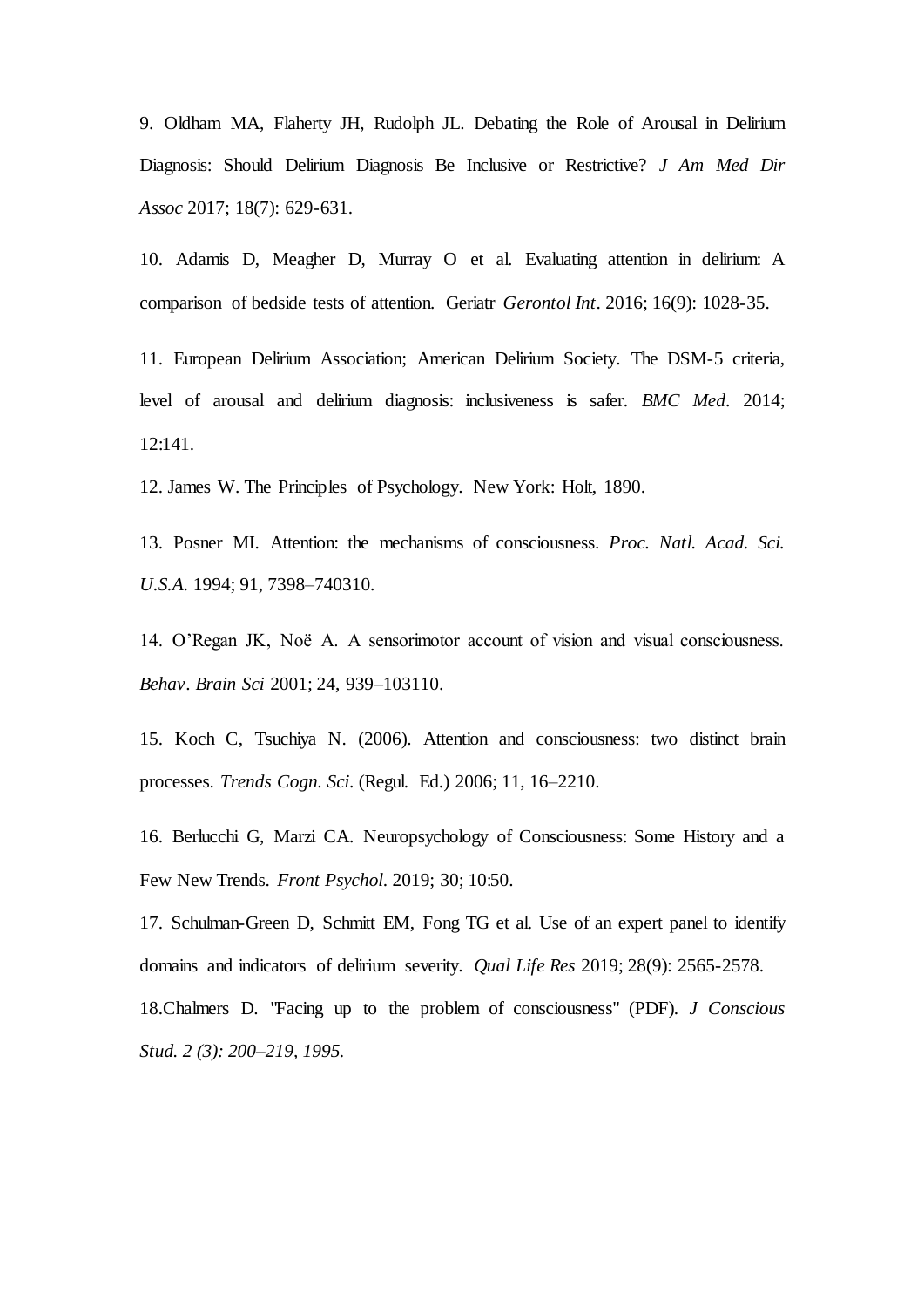9. Oldham MA, Flaherty JH, Rudolph JL. Debating the Role of Arousal in Delirium Diagnosis: Should Delirium Diagnosis Be Inclusive or Restrictive? *J Am Med Dir Assoc* 2017; 18(7): 629-631.

10. Adamis D, Meagher D, Murray O et al. Evaluating attention in delirium: A comparison of bedside tests of attention. Geriatr *Gerontol Int*. 2016; 16(9): 1028-35.

11. European Delirium Association; American Delirium Society. The DSM-5 criteria, level of arousal and delirium diagnosis: inclusiveness is safer. *BMC Med*. 2014; 12:141.

12. James W. The Principles of Psychology. New York: Holt, 1890.

13. Posner MI. Attention: the mechanisms of consciousness. *Proc. Natl. Acad. Sci. U.S.A.* 1994; 91, 7398–740310.

14. O'Regan JK, Noë A. A sensorimotor account of vision and visual consciousness. *Behav*. *Brain Sci* 2001; 24, 939–103110.

15. Koch C, Tsuchiya N. (2006). Attention and consciousness: two distinct brain processes. *Trends Cogn. Sci*. (Regul. Ed.) 2006; 11, 16–2210.

16. Berlucchi G, Marzi CA. Neuropsychology of Consciousness: Some History and a Few New Trends. *Front Psychol*. 2019; 30; 10:50.

17. Schulman-Green D, Schmitt EM, Fong TG et al. Use of an expert panel to identify domains and indicators of delirium severity. *Qual Life Res* 2019; 28(9): 2565-2578.

18.Chalmers D. "Facing up to the problem of consciousness" (PDF). *J Conscious Stud. 2 (3): 200–219, 1995.*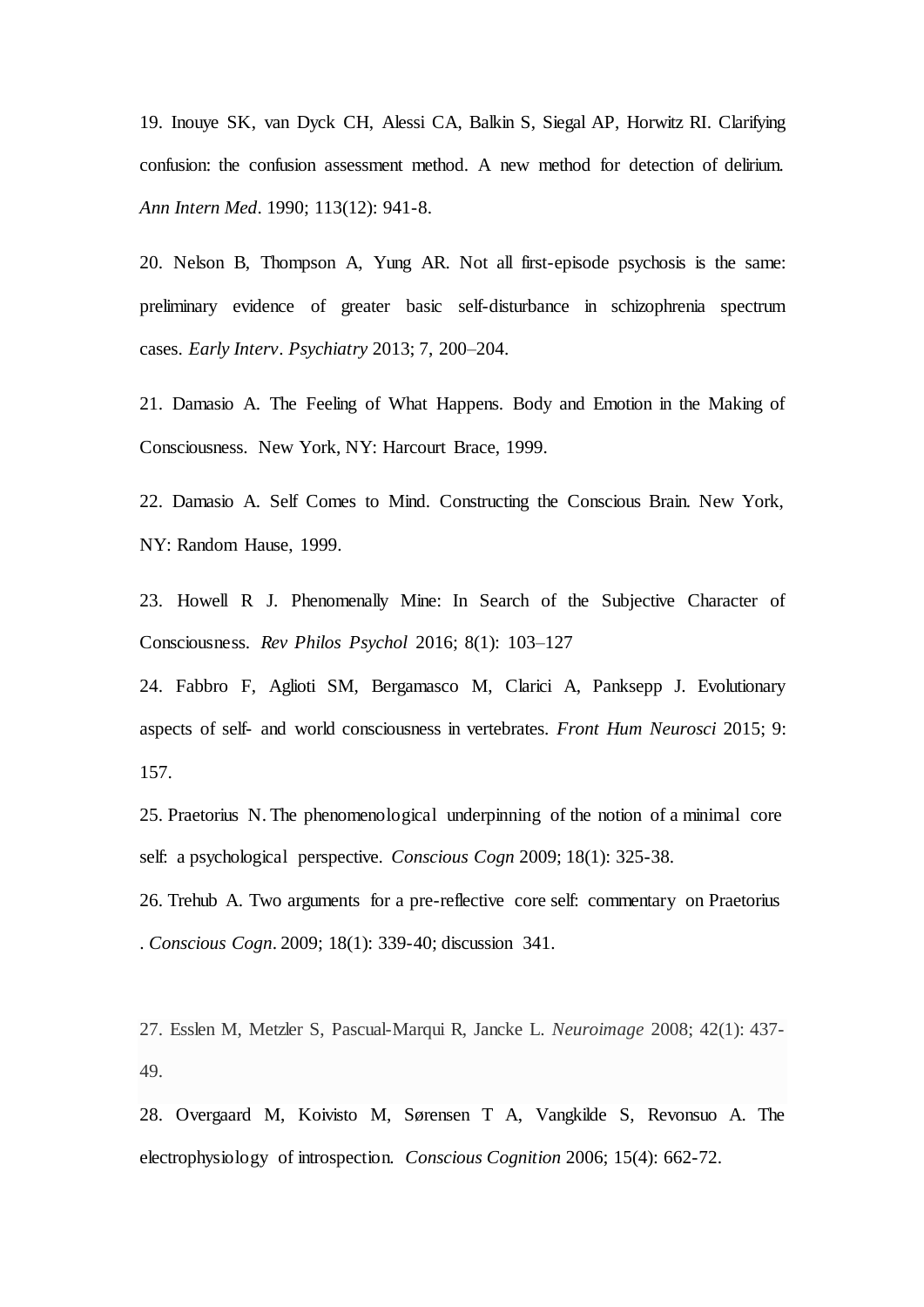19. Inouye SK, van Dyck CH, Alessi CA, Balkin S, Siegal AP, Horwitz RI. Clarifying confusion: the confusion assessment method. A new method for detection of delirium. *Ann Intern Med*. 1990; 113(12): 941-8.

20. Nelson B, Thompson A, Yung AR. Not all first-episode psychosis is the same: preliminary evidence of greater basic self-disturbance in schizophrenia spectrum cases. *Early Interv. Psychiatry* 2013; 7, 200–204.

21. Damasio A. The Feeling of What Happens. Body and Emotion in the Making of Consciousness. New York, NY: Harcourt Brace, 1999.

22. Damasio A. Self Comes to Mind. Constructing the Conscious Brain. New York, NY: Random Hause, 1999.

23. Howell R J. Phenomenally Mine: In Search of the Subjective Character of Consciousness. *Rev Philos Psychol* 2016; 8(1): 103–127

24. Fabbro F, Aglioti SM, Bergamasco M, Clarici A, Panksepp J. Evolutionary aspects of self- and world consciousness in vertebrates. *Front Hum Neurosci* 2015; 9: 157.

25. Praetorius N. The phenomenological underpinning of the notion of a minimal core self: a psychological perspective. *Conscious Cogn* 2009; 18(1): 325-38.

26. Trehub A. Two arguments for a pre-reflective core self: commentary on Praetorius . *Conscious Cogn*. 2009; 18(1): 339-40; discussion 341.

27. Esslen M, Metzler S, Pascual-Marqui R, Jancke L. *Neuroimage* 2008; 42(1): 437-49.

28. Overgaard M, Koivisto M, Sørensen T A, Vangkilde S, Revonsuo A. The electrophysiology of introspection. *Conscious Cognition* 2006; 15(4): 662-72.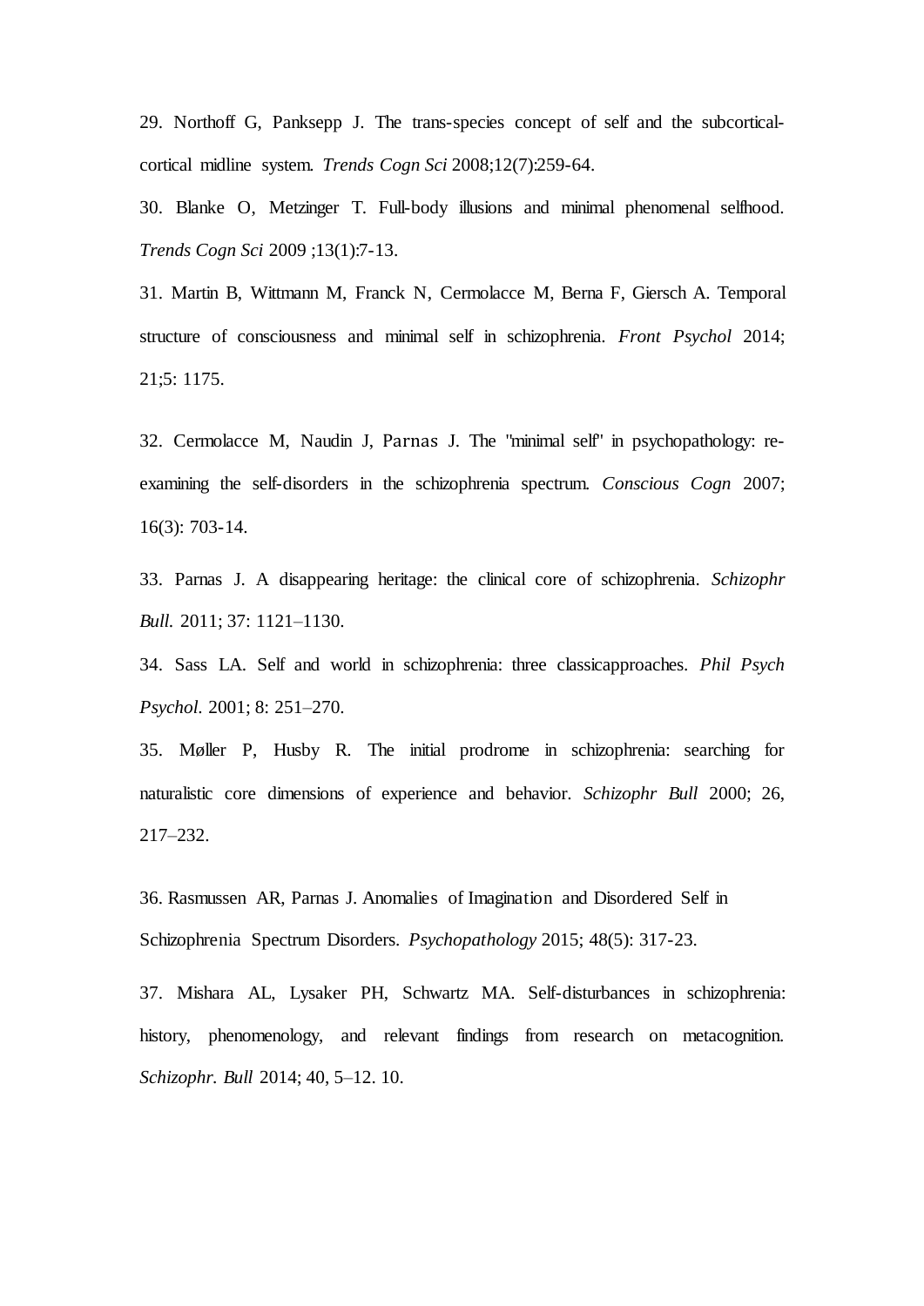29. Northoff G, Panksepp J. The trans-species concept of self and the subcortical-cortical midline system. *Trends Cogn Sci* 2008;12(7):259-64.

30. Blanke O, Metzinger T. Full-body illusions and minimal phenomenal selfhood. *Trends Cogn Sci* 2009 ;13(1):7-13.

31. Martin B, Wittmann M, Franck N, Cermolacce M, Berna F, Giersch A. Temporal structure of consciousness and minimal self in schizophrenia. *Front Psychol* 2014; 21;5: 1175.

32. Cermolacce M, Naudin J, Parnas J. The "minimal self" in psychopathology: re-examining the self-disorders in the schizophrenia spectrum. *Conscious Cogn* 2007; 16(3): 703-14.

33. Parnas J. A disappearing heritage: the clinical core of schizophrenia. *Schizophr Bull.* 2011; 37: 1121–1130.

34. Sass LA. Self and world in schizophrenia: three classicapproaches. *Phil Psych Psychol.* 2001; 8: 251–270.

35. Møller P, Husby R. The initial prodrome in schizophrenia: searching for naturalistic core dimensions of experience and behavior. *Schizophr Bull* 2000; 26, 217–232.

36. Rasmussen AR, Parnas J. Anomalies of Imagination and Disordered Self in Schizophrenia Spectrum Disorders. *Psychopathology* 2015; 48(5): 317-23.

37. Mishara AL, Lysaker PH, Schwartz MA. Self-disturbances in schizophrenia: history, phenomenology, and relevant findings from research on metacognition. *Schizophr. Bull* 2014; 40, 5–12. 10.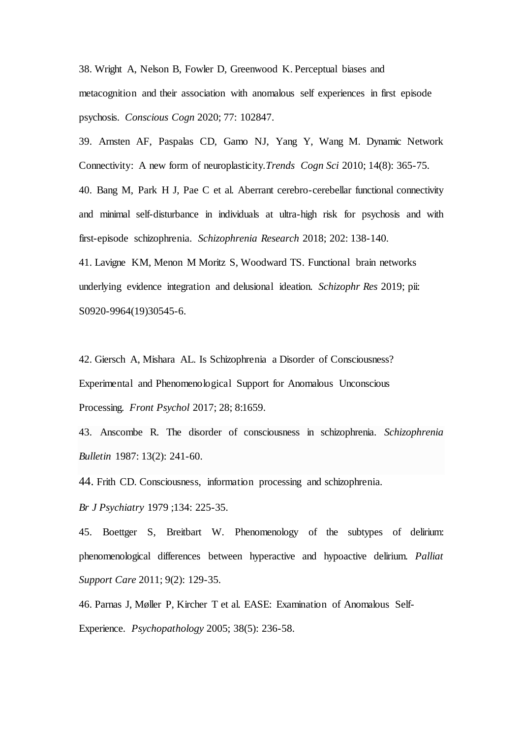38. Wright A, Nelson B, Fowler D, Greenwood K. Perceptual biases and metacognition and their association with anomalous self experiences in first episode psychosis. *Conscious Cogn* 2020; 77: 102847.

39. Arnsten AF, Paspalas CD, Gamo NJ, Yang Y, Wang M. Dynamic Network Connectivity: A new form of neuroplasticity.*Trends Cogn Sci* 2010; 14(8): 365-75.

40. Bang M, Park H J, Pae C et al. Aberrant cerebro-cerebellar functional connectivity and minimal self-disturbance in individuals at ultra-high risk for psychosis and with first-episode schizophrenia. *Schizophrenia Research* 2018; 202: 138-140.

41. Lavigne KM, Menon M Moritz S, Woodward TS. Functional brain networks underlying evidence integration and delusional ideation. *Schizophr Res* 2019; pii: S0920-9964(19)30545-6.

42. Giersch A, Mishara AL. Is Schizophrenia a Disorder of Consciousness? Experimental and Phenomenological Support for Anomalous Unconscious Processing. *Front Psychol* 2017; 28; 8:1659.

43. Anscombe R. The disorder of consciousness in schizophrenia. *Schizophrenia Bulletin* 1987: 13(2): 241-60.

44. Frith CD. Consciousness, information processing and schizophrenia. *Br J Psychiatry* 1979 ;134: 225-35.

45. Boettger S, Breitbart W. Phenomenology of the subtypes of delirium: phenomenological differences between hyperactive and hypoactive delirium. *Palliat Support Care* 2011; 9(2): 129-35.

46. Parnas J, Møller P, Kircher T et al. EASE: Examination of Anomalous Self-Experience. *Psychopathology* 2005; 38(5): 236-58.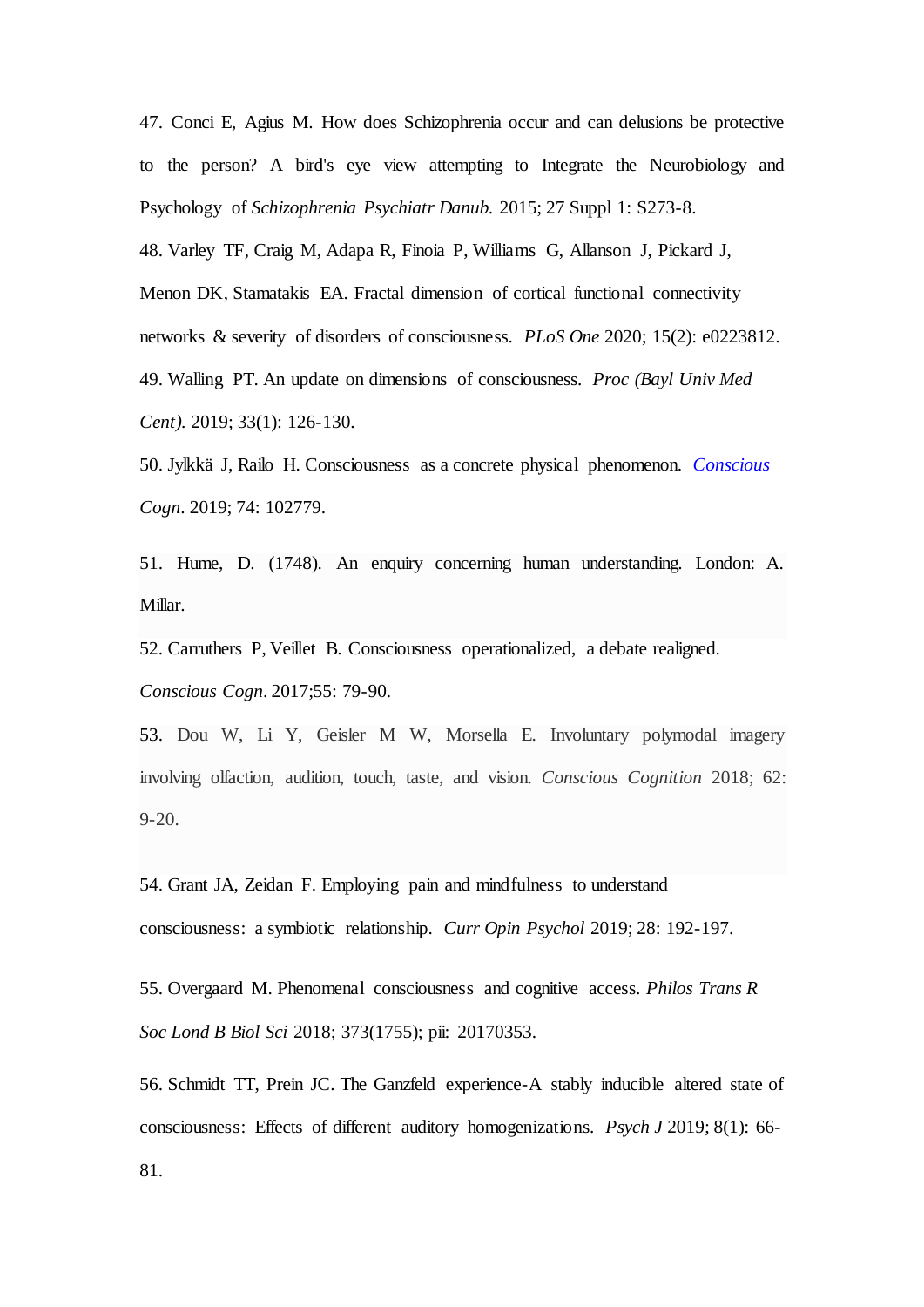47. Conci E, Agius M. How does Schizophrenia occur and can delusions be protective to the person? A bird's eye view attempting to Integrate the Neurobiology and Psychology of *Schizophrenia Psychiatr Danub.* 2015; 27 Suppl 1: S273-8.

48. Varley TF, Craig M, Adapa R, Finoia P, Williams G, Allanson J, Pickard J, Menon DK, Stamatakis EA. Fractal dimension of cortical functional connectivity networks & severity of disorders of consciousness. *PLoS One* 2020; 15(2): e0223812.

49. Walling PT. An update on dimensions of consciousness. *Proc (Bayl Univ Med Cent).* 2019; 33(1): 126-130.

50. Jylkkä J, Railo H. Consciousness as a concrete physical phenomenon. *Conscious Cogn*. 2019; 74: 102779.

51. Hume, D. (1748). An enquiry concerning human understanding. London: A. Millar.

52. Carruthers P, Veillet B. Consciousness operationalized, a debate realigned. *Conscious Cogn*. 2017;55: 79-90.

53. Dou W, Li Y, Geisler M W, Morsella E. Involuntary polymodal imagery involving olfaction, audition, touch, taste, and vision. *Conscious Cognition* 2018; 62: 9-20.

54. Grant JA, Zeidan F. Employing pain and mindfulness to understand consciousness: a symbiotic relationship. *Curr Opin Psychol* 2019; 28: 192-197.

55. Overgaard M. Phenomenal consciousness and cognitive access. *Philos Trans R Soc Lond B Biol Sci* 2018; 373(1755); pii: 20170353.

56. Schmidt TT, Prein JC. The Ganzfeld experience-A stably inducible altered state of consciousness: Effects of different auditory homogenizations. *Psych J* 2019; 8(1): 66-81.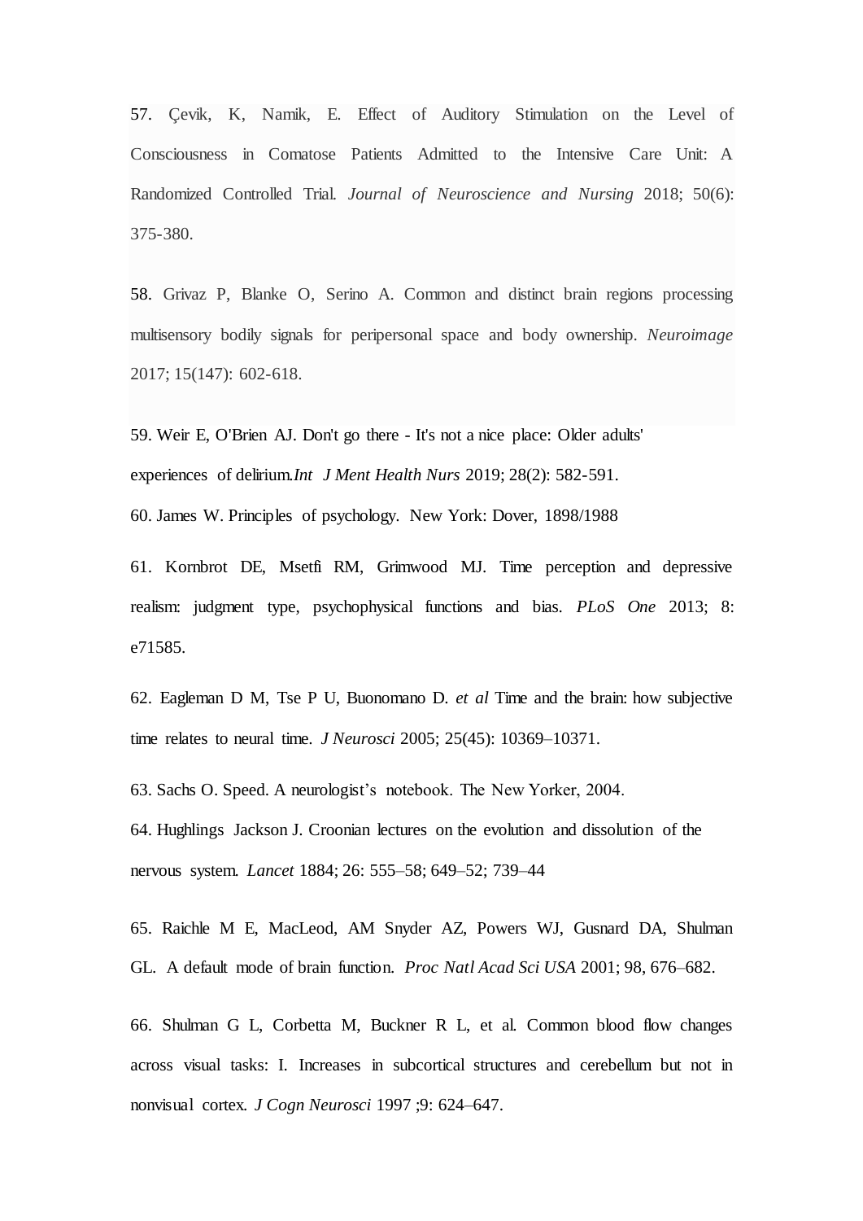57. Çevik, K, Namik, E. Effect of Auditory Stimulation on the Level of Consciousness in Comatose Patients Admitted to the Intensive Care Unit: A Randomized Controlled Trial. *Journal of Neuroscience and Nursing* 2018; 50(6): 375-380.

58. Grivaz P, Blanke O, Serino A. Common and distinct brain regions processing multisensory bodily signals for peripersonal space and body ownership. *Neuroimage* 2017; 15(147): 602-618.

59. Weir E, O'Brien AJ. Don't go there - It's not a nice place: Older adults' experiences of delirium.*Int J Ment Health Nurs* 2019; 28(2): 582-591.

60. James W. Principles of psychology. New York: Dover, 1898/1988

61. Kornbrot DE, Msetfi RM, Grimwood MJ. Time perception and depressive realism: judgment type, psychophysical functions and bias. *PLoS One* 2013; 8: e71585.

62. Eagleman D M, Tse P U, Buonomano D. *et al* Time and the brain: how subjective time relates to neural time. *J Neurosci* 2005; 25(45): 10369–10371.

63. Sachs O. Speed. A neurologist's notebook. The New Yorker, 2004.

64. Hughlings Jackson J. Croonian lectures on the evolution and dissolution of the nervous system. *Lancet* 1884; 26: 555–58; 649–52; 739–44

65. Raichle M E, MacLeod, AM Snyder AZ, Powers WJ, Gusnard DA, Shulman GL. A default mode of brain function. *Proc Natl Acad Sci USA* 2001; 98, 676–682.

66. Shulman G L, Corbetta M, Buckner R L, et al. Common blood flow changes across visual tasks: I. Increases in subcortical structures and cerebellum but not in nonvisual cortex. *J Cogn Neurosci* 1997 ;9: 624–647.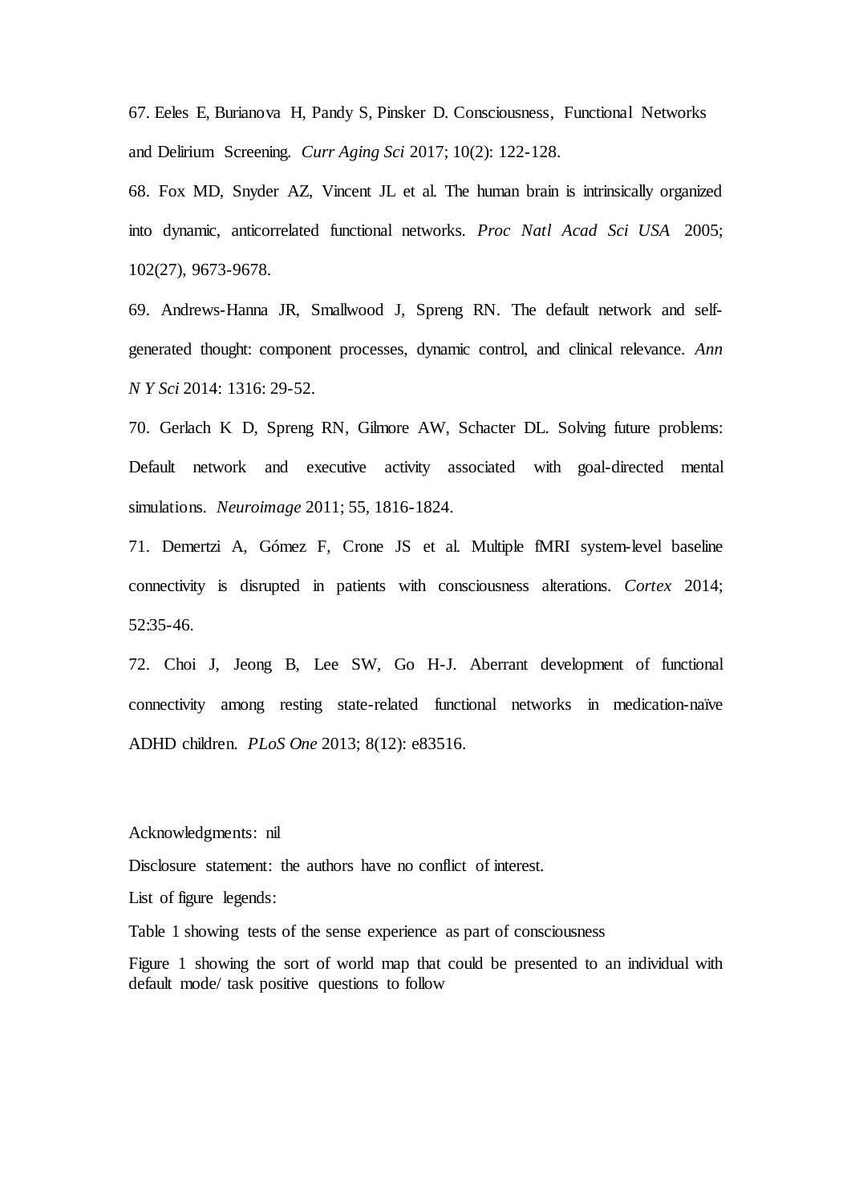67. Eeles E, Burianova H, Pandy S, Pinsker D. Consciousness, Functional Networks and Delirium Screening. *Curr Aging Sci* 2017; 10(2): 122-128.

68. Fox MD, Snyder AZ, Vincent JL et al. The human brain is intrinsically organized into dynamic, anticorrelated functional networks. *Proc Natl Acad Sci USA* 2005; 102(27), 9673-9678.

69. Andrews-Hanna JR, Smallwood J, Spreng RN. The default network and self-generated thought: component processes, dynamic control, and clinical relevance. *Ann N Y Sci* 2014: 1316: 29-52.

70. Gerlach K D, Spreng RN, Gilmore AW, Schacter DL. Solving future problems: Default network and executive activity associated with goal-directed mental simulations. *Neuroimage* 2011; 55, 1816-1824.

71. Demertzi A, Gómez F, Crone JS et al. Multiple fMRI system-level baseline connectivity is disrupted in patients with consciousness alterations. *Cortex* 2014; 52:35-46.

72. Choi J, Jeong B, Lee SW, Go H-J. Aberrant development of functional connectivity among resting state-related functional networks in medication-naïve ADHD children. *PLoS One* 2013; 8(12): e83516.

Acknowledgments: nil

Disclosure statement: the authors have no conflict of interest.

List of figure legends:

Table 1 showing tests of the sense experience as part of consciousness

Figure 1 showing the sort of world map that could be presented to an individual with default mode/ task positive questions to follow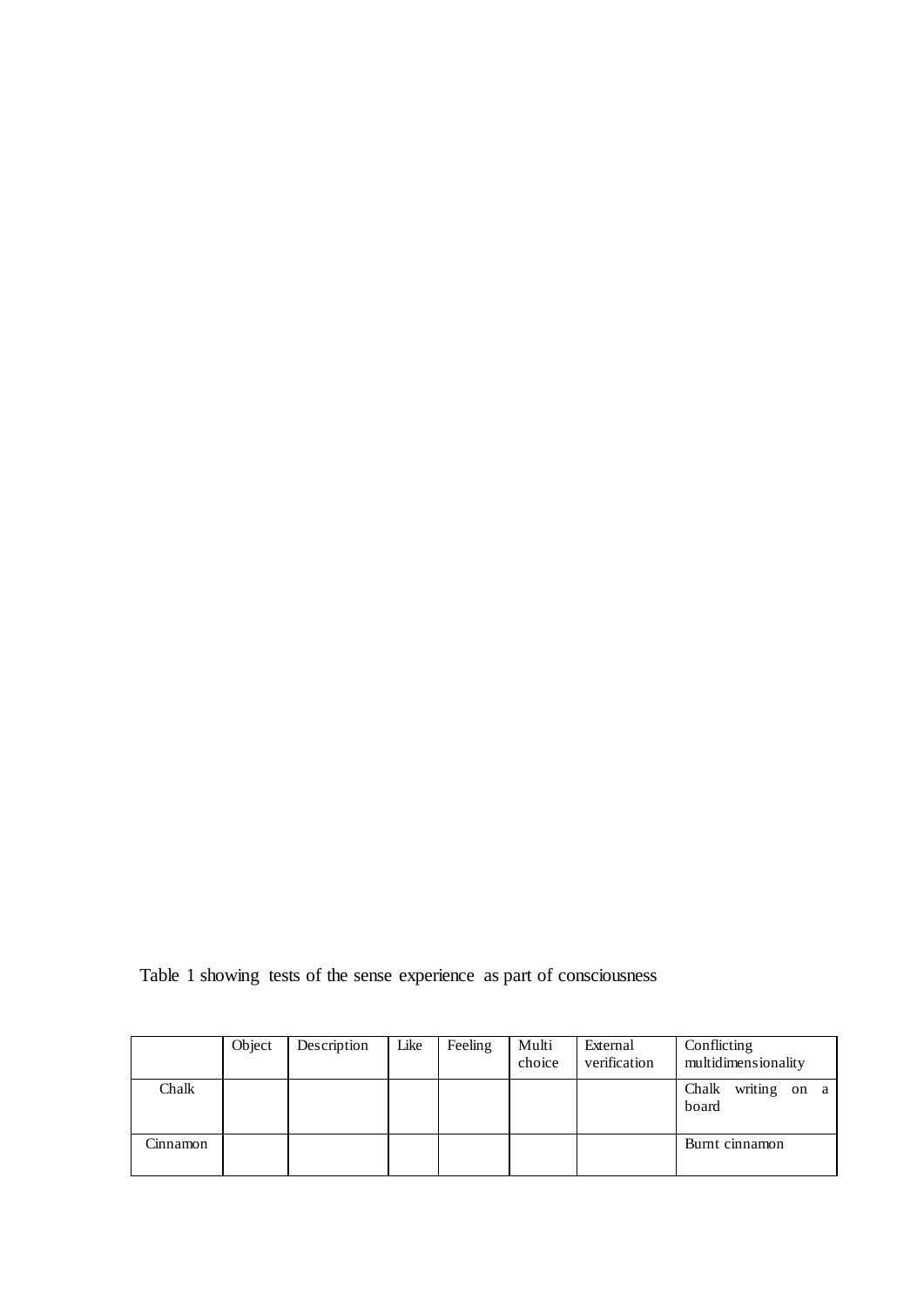Table 1 showing tests of the sense experience as part of consciousness

| | Object | Description | Like | Feeling | Multi choice | External verification | Conflicting multidimensionality |
|---|---|---|---|---|---|---|---|
| Chalk | | | | | | | Chalk writing on a board |
| Cinnamon | | | | | | | Burnt cinnamon |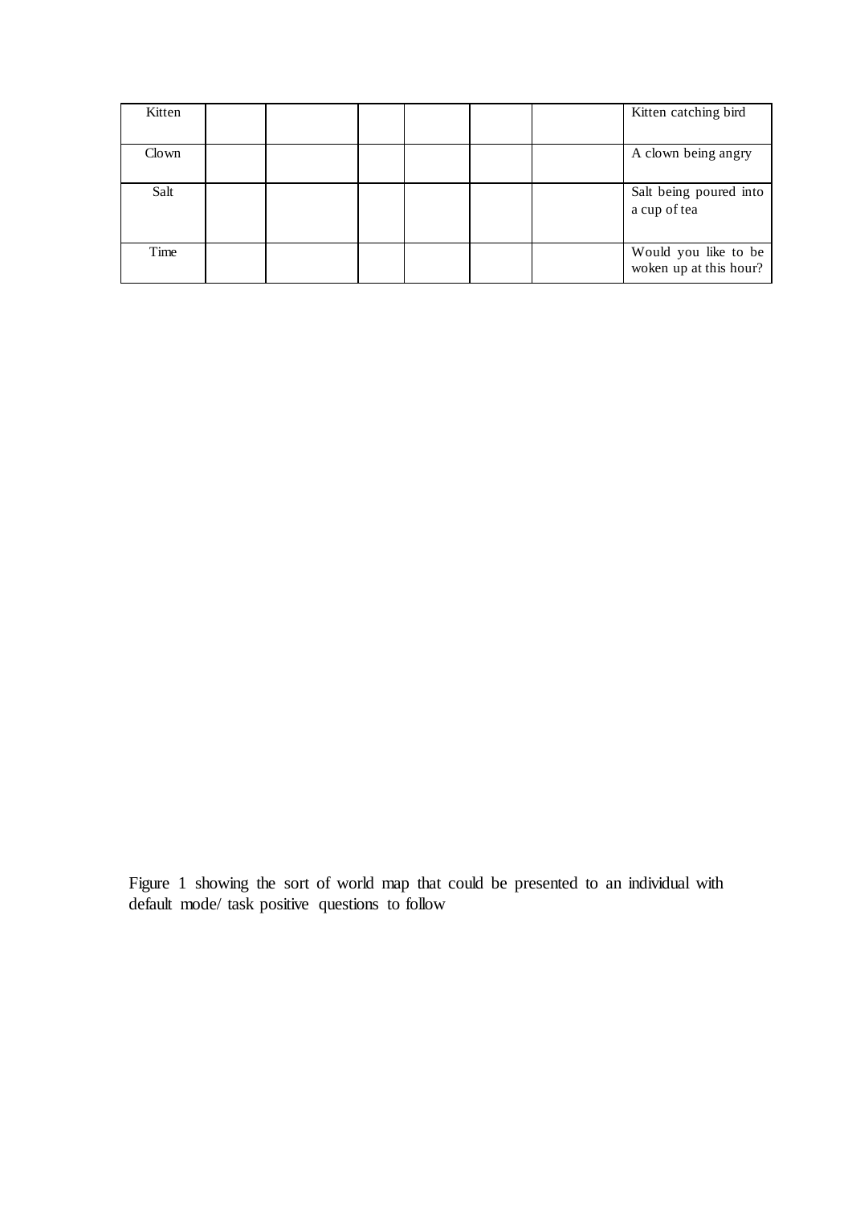| | | | | | | | |
|---|---|---|---|---|---|---|---|
| Kitten | | | | | | | Kitten catching bird |
| Clown | | | | | | | A clown being angry |
| Salt | | | | | | | Salt being poured into a cup of tea |
| Time | | | | | | | Would you like to be woken up at this hour? |

Figure 1 showing the sort of world map that could be presented to an individual with default mode/ task positive questions to follow